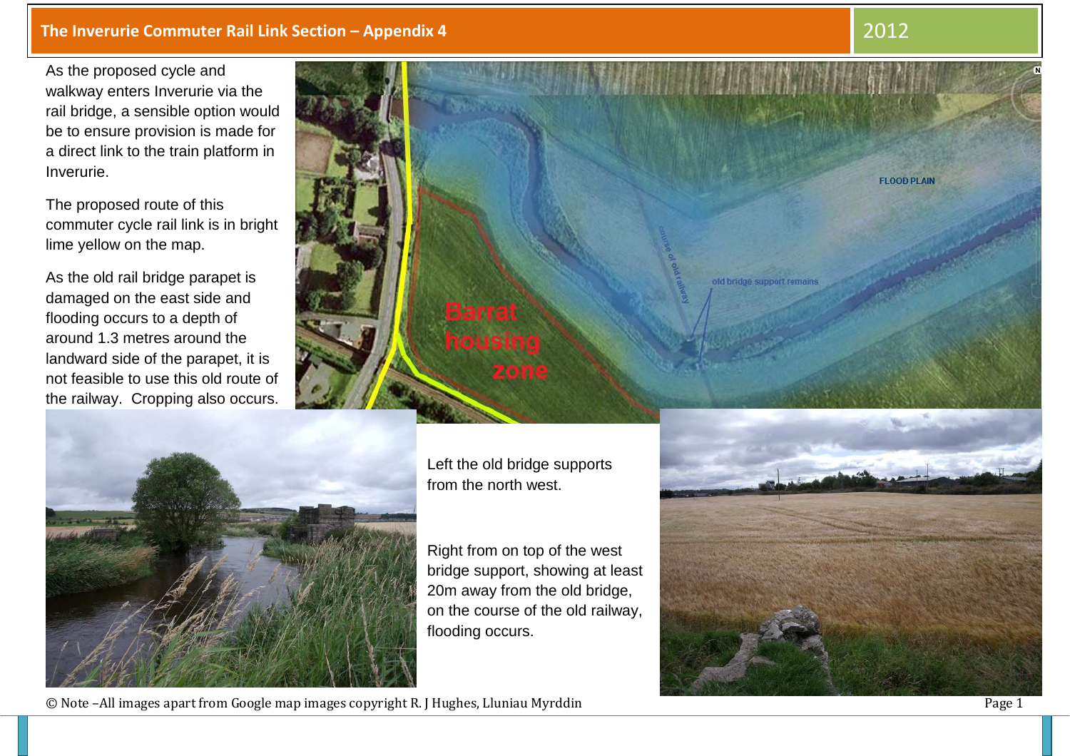# The Inverurie Commuter Rail Link Section – Appendix 4

2012

As the proposed cycle and walkway enters Inverurie via the rail bridge, a sensible option would be to ensure provision is made for a direct link to the train platform in Inverurie.

The proposed route of this commuter cycle rail link is in bright lime yellow on the map.

As the old rail bridge parapet is damaged on the east side and flooding occurs to a depth of around 1.3 metres around the landward side of the parapet, it is not feasible to use this old route of the railway. Cropping also occurs.

Left the old bridge supports from the north west.

Right from on top of the west bridge support, showing at least 20m away from the old bridge, on the course of the old railway, flooding occurs.

© Note –All images apart from Google map images copyright R. J Hughes, Lluniau Myrddin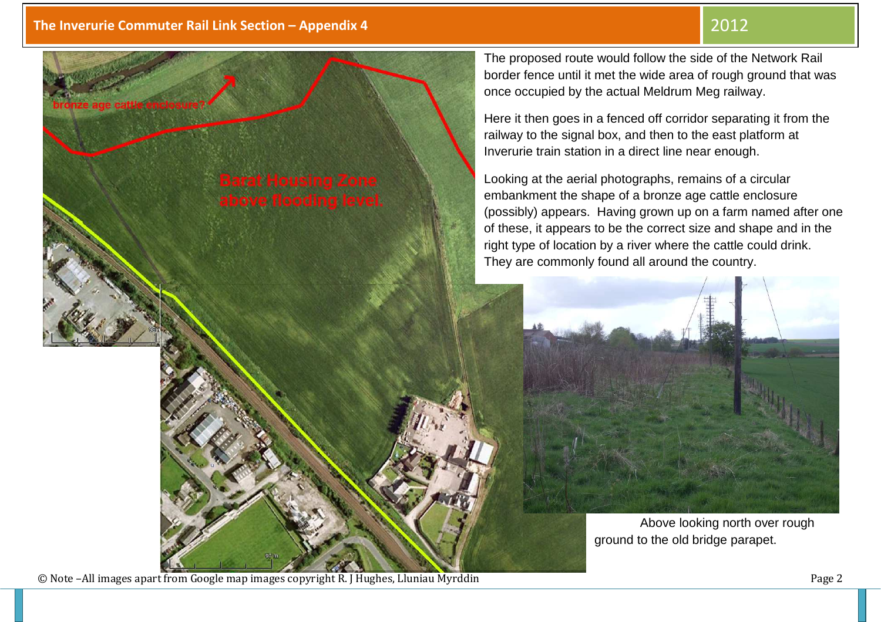The proposed route would follow the side of the Network Rail border fence until it met the wide area of rough ground that was once occupied by the actual Meldrum Meg railway.

Here it then goes in a fenced off corridor separating it from the railway to the signal box, and then to the east platform at Inverurie train station in a direct line near enough.

Looking at the aerial photographs, remains of a circular embankment the shape of a bronze age cattle enclosure (possibly) appears. Having grown up on a farm named after one of these, it appears to be the correct size and shape and in the right type of location by a river where the cattle could drink. They are commonly found all around the country.

Above looking north over rough ground to the old bridge parapet.

© Note –All images apart from Google map images copyright R. J Hughes, Lluniau Myrddin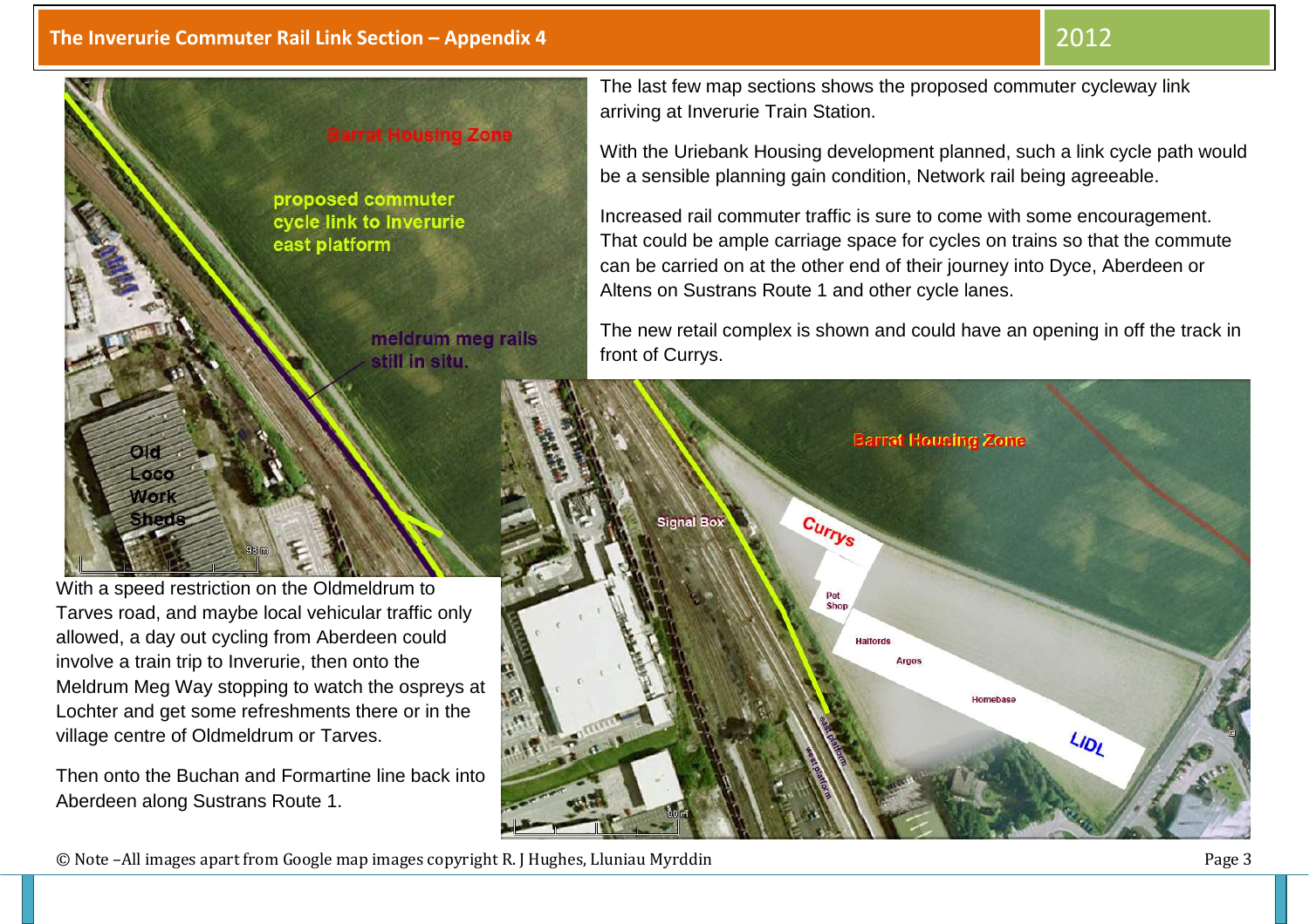The last few map sections shows the proposed commuter cycleway link arriving at Inverurie Train Station.

With the Uriebank Housing development planned, such a link cycle path would be a sensible planning gain condition, Network rail being agreeable.

Increased rail commuter traffic is sure to come with some encouragement. That could be ample carriage space for cycles on trains so that the commute can be carried on at the other end of their journey into Dyce, Aberdeen or Altens on Sustrans Route 1 and other cycle lanes.

The new retail complex is shown and could have an opening in off the track in front of Currys.

With a speed restriction on the Oldmeldrum to Tarves road, and maybe local vehicular traffic only allowed, a day out cycling from Aberdeen could involve a train trip to Inverurie, then onto the Meldrum Meg Way stopping to watch the ospreys at Lochter and get some refreshments there or in the village centre of Oldmeldrum or Tarves.

Then onto the Buchan and Formartine line back into Aberdeen along Sustrans Route 1.

© Note –All images apart from Google map images copyright R. J Hughes, Lluniau Myrddin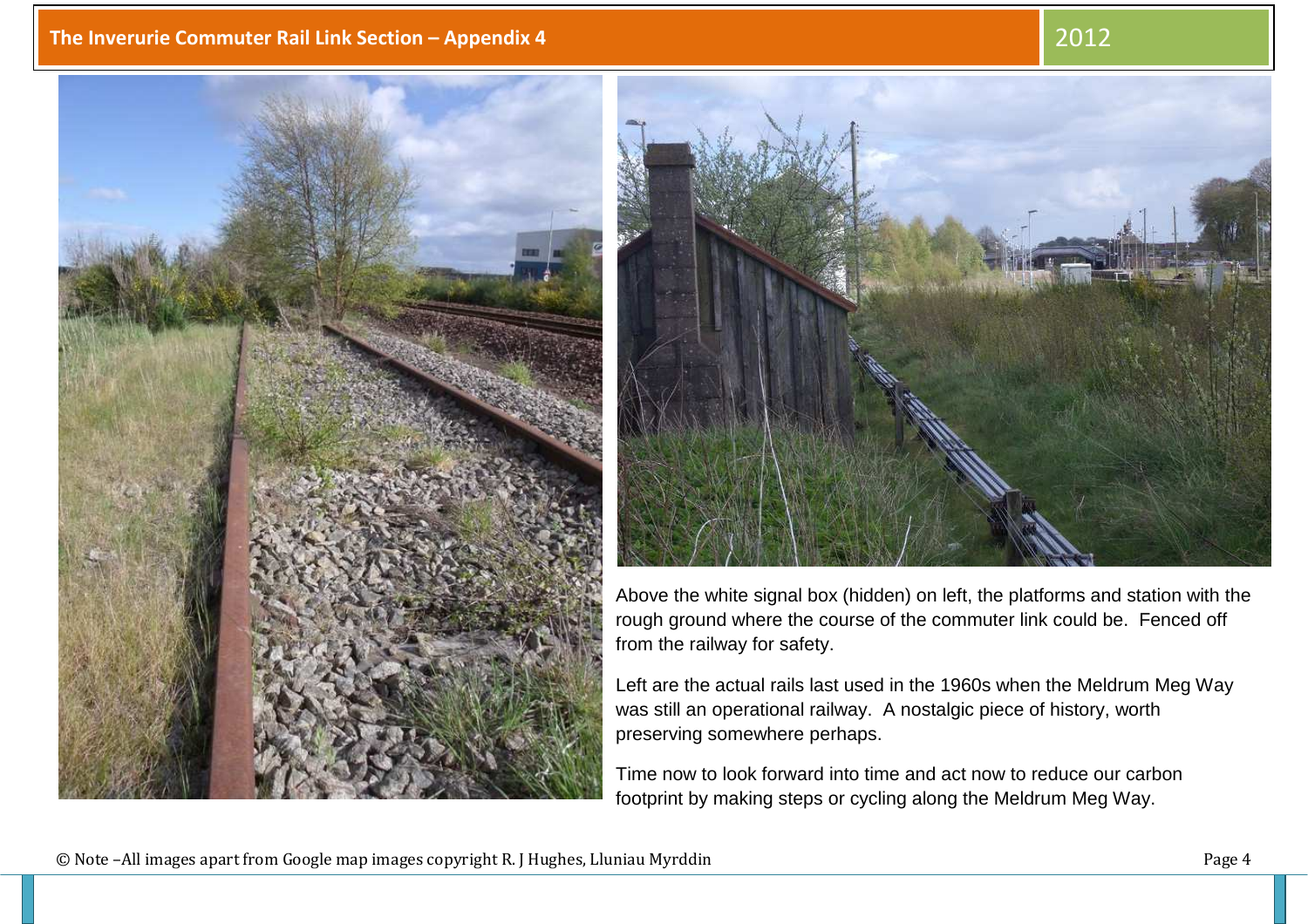Above the white signal box (hidden) on left, the platforms and station with the rough ground where the course of the commuter link could be. Fenced off from the railway for safety.

Left are the actual rails last used in the 1960s when the Meldrum Meg Way was still an operational railway. A nostalgic piece of history, worth preserving somewhere perhaps.

Time now to look forward into time and act now to reduce our carbon footprint by making steps or cycling along the Meldrum Meg Way.

© Note –All images apart from Google map images copyright R. J Hughes, Lluniau Myrddin